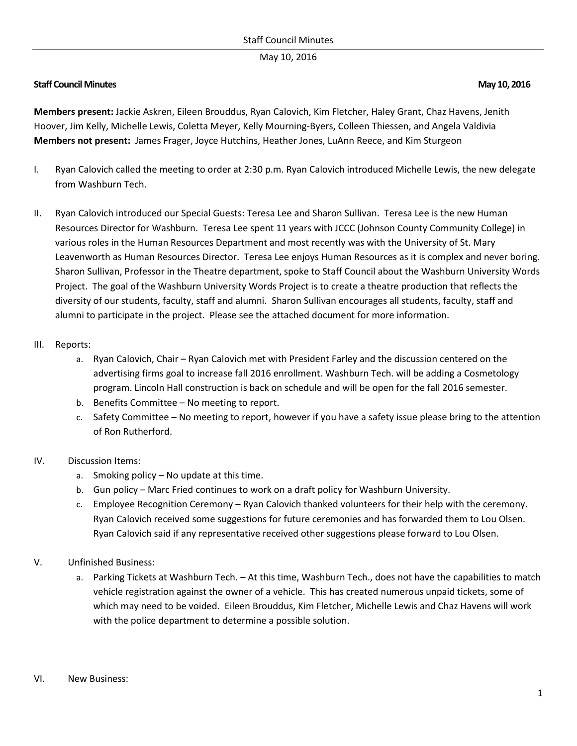**Staff Council Minutes** **May 10, 2016**

**Members present:** Jackie Askren, Eileen Brouddus, Ryan Calovich, Kim Fletcher, Haley Grant, Chaz Havens, Jenith Hoover, Jim Kelly, Michelle Lewis, Coletta Meyer, Kelly Mourning-Byers, Colleen Thiessen, and Angela Valdivia
**Members not present:** James Frager, Joyce Hutchins, Heather Jones, LuAnn Reece, and Kim Sturgeon

I. Ryan Calovich called the meeting to order at 2:30 p.m. Ryan Calovich introduced Michelle Lewis, the new delegate from Washburn Tech.

II. Ryan Calovich introduced our Special Guests: Teresa Lee and Sharon Sullivan. Teresa Lee is the new Human Resources Director for Washburn. Teresa Lee spent 11 years with JCCC (Johnson County Community College) in various roles in the Human Resources Department and most recently was with the University of St. Mary Leavenworth as Human Resources Director. Teresa Lee enjoys Human Resources as it is complex and never boring. Sharon Sullivan, Professor in the Theatre department, spoke to Staff Council about the Washburn University Words Project. The goal of the Washburn University Words Project is to create a theatre production that reflects the diversity of our students, faculty, staff and alumni. Sharon Sullivan encourages all students, faculty, staff and alumni to participate in the project. Please see the attached document for more information.

III. Reports:
   a. Ryan Calovich, Chair – Ryan Calovich met with President Farley and the discussion centered on the advertising firms goal to increase fall 2016 enrollment. Washburn Tech. will be adding a Cosmetology program. Lincoln Hall construction is back on schedule and will be open for the fall 2016 semester.
   b. Benefits Committee – No meeting to report.
   c. Safety Committee – No meeting to report, however if you have a safety issue please bring to the attention of Ron Rutherford.

IV. Discussion Items:
   a. Smoking policy – No update at this time.
   b. Gun policy – Marc Fried continues to work on a draft policy for Washburn University.
   c. Employee Recognition Ceremony – Ryan Calovich thanked volunteers for their help with the ceremony. Ryan Calovich received some suggestions for future ceremonies and has forwarded them to Lou Olsen. Ryan Calovich said if any representative received other suggestions please forward to Lou Olsen.

V. Unfinished Business:
   a. Parking Tickets at Washburn Tech. – At this time, Washburn Tech., does not have the capabilities to match vehicle registration against the owner of a vehicle. This has created numerous unpaid tickets, some of which may need to be voided. Eileen Brouddus, Kim Fletcher, Michelle Lewis and Chaz Havens will work with the police department to determine a possible solution.

VI. New Business: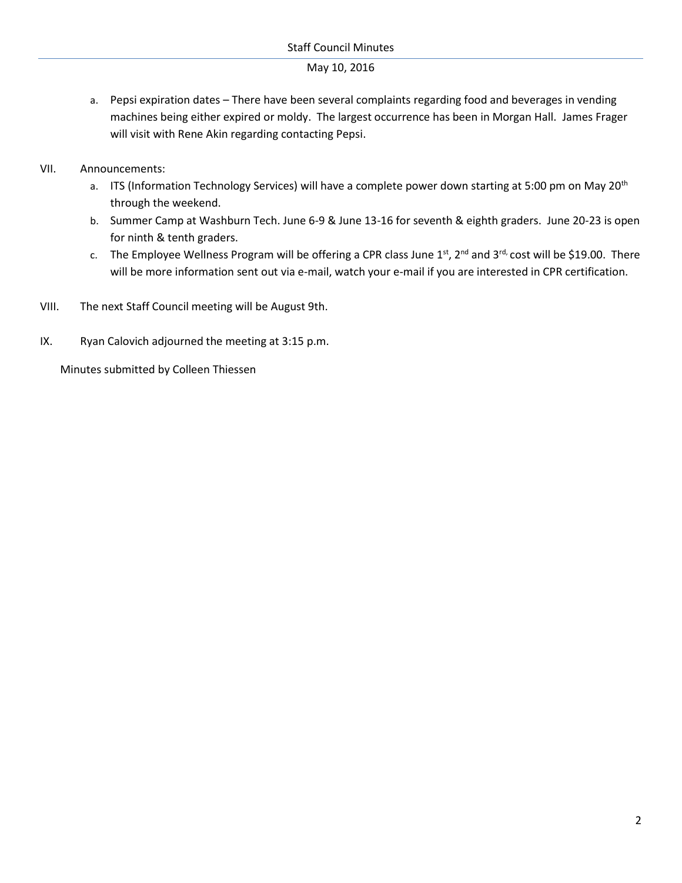a. Pepsi expiration dates – There have been several complaints regarding food and beverages in vending machines being either expired or moldy. The largest occurrence has been in Morgan Hall. James Frager will visit with Rene Akin regarding contacting Pepsi.

VII. Announcements:

a. ITS (Information Technology Services) will have a complete power down starting at 5:00 pm on May 20th through the weekend.

b. Summer Camp at Washburn Tech. June 6-9 & June 13-16 for seventh & eighth graders. June 20-23 is open for ninth & tenth graders.

c. The Employee Wellness Program will be offering a CPR class June 1st, 2nd and 3rd, cost will be $19.00. There will be more information sent out via e-mail, watch your e-mail if you are interested in CPR certification.

VIII. The next Staff Council meeting will be August 9th.

IX. Ryan Calovich adjourned the meeting at 3:15 p.m.

Minutes submitted by Colleen Thiessen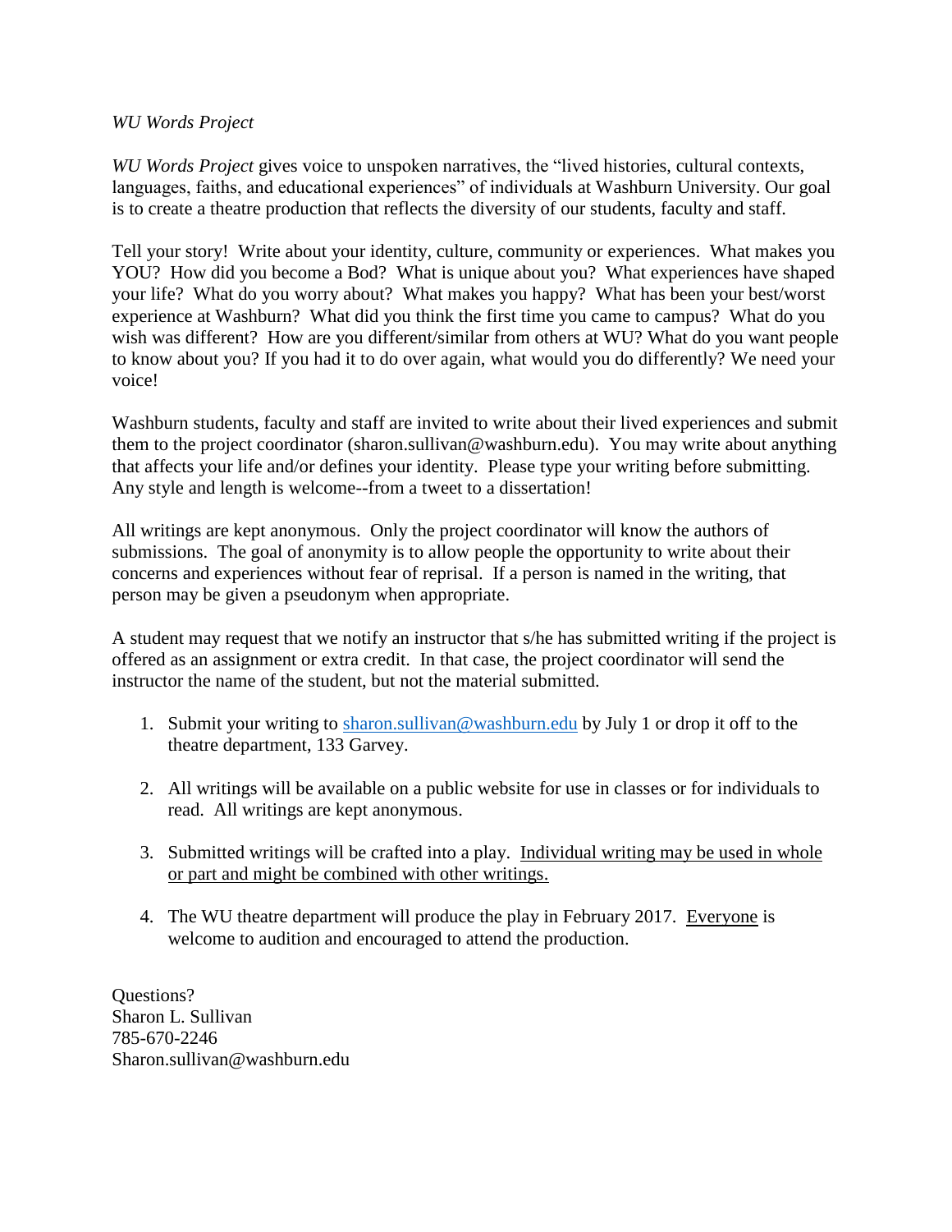*WU Words Project*

*WU Words Project* gives voice to unspoken narratives, the "lived histories, cultural contexts, languages, faiths, and educational experiences" of individuals at Washburn University. Our goal is to create a theatre production that reflects the diversity of our students, faculty and staff.

Tell your story! Write about your identity, culture, community or experiences. What makes you YOU? How did you become a Bod? What is unique about you? What experiences have shaped your life? What do you worry about? What makes you happy? What has been your best/worst experience at Washburn? What did you think the first time you came to campus? What do you wish was different? How are you different/similar from others at WU? What do you want people to know about you? If you had it to do over again, what would you do differently? We need your voice!

Washburn students, faculty and staff are invited to write about their lived experiences and submit them to the project coordinator (sharon.sullivan@washburn.edu). You may write about anything that affects your life and/or defines your identity. Please type your writing before submitting. Any style and length is welcome--from a tweet to a dissertation!

All writings are kept anonymous. Only the project coordinator will know the authors of submissions. The goal of anonymity is to allow people the opportunity to write about their concerns and experiences without fear of reprisal. If a person is named in the writing, that person may be given a pseudonym when appropriate.

A student may request that we notify an instructor that s/he has submitted writing if the project is offered as an assignment or extra credit. In that case, the project coordinator will send the instructor the name of the student, but not the material submitted.

1. Submit your writing to [sharon.sullivan@washburn.edu](mailto:sharon.sullivan@washburn.edu) by July 1 or drop it off to the theatre department, 133 Garvey.

2. All writings will be available on a public website for use in classes or for individuals to read. All writings are kept anonymous.

3. Submitted writings will be crafted into a play. <u>Individual writing may be used in whole or part and might be combined with other writings.</u>

4. The WU theatre department will produce the play in February 2017. <u>Everyone</u> is welcome to audition and encouraged to attend the production.

Questions?
Sharon L. Sullivan
785-670-2246
Sharon.sullivan@washburn.edu